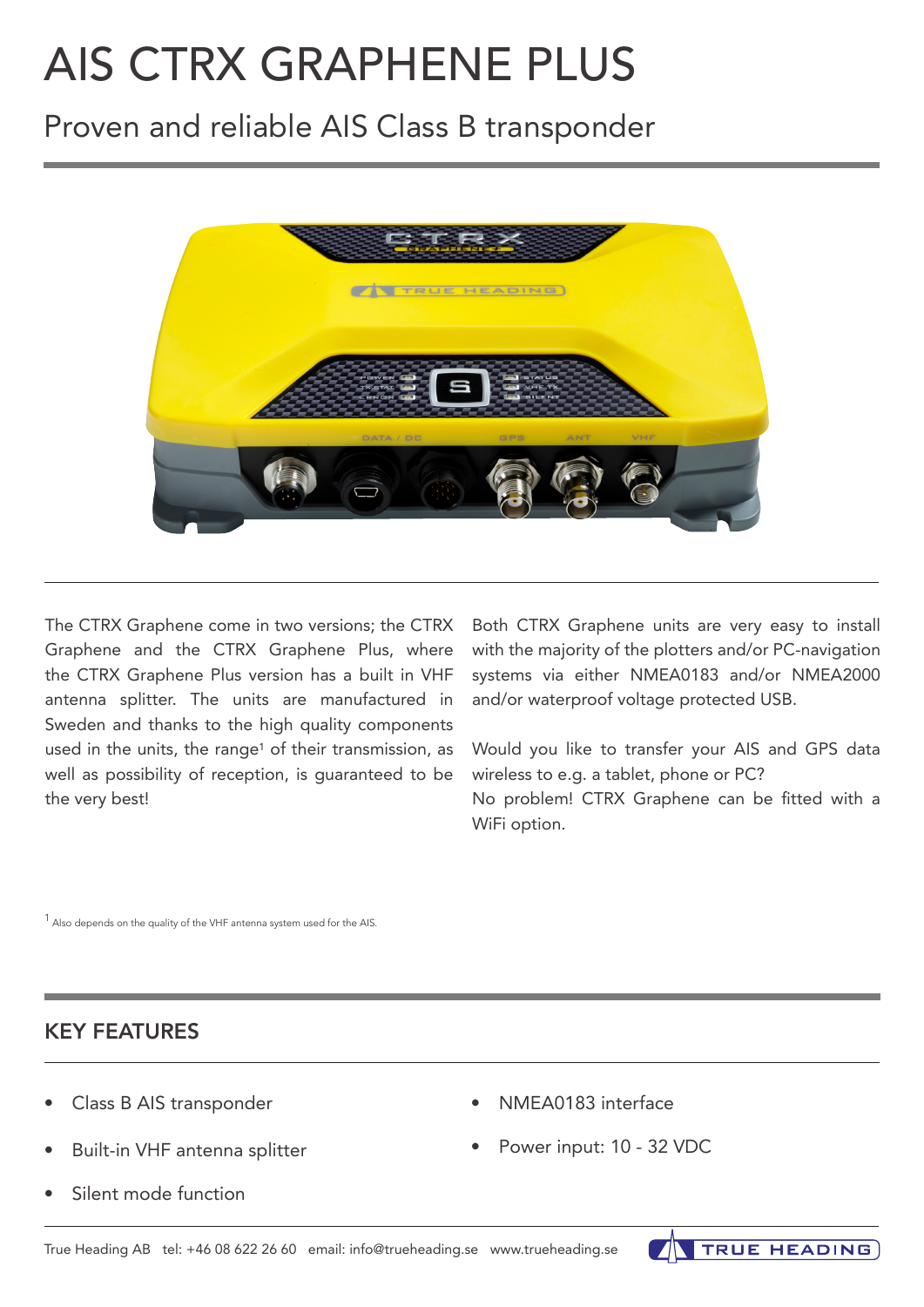# AIS CTRX GRAPHENE PLUS

## Proven and reliable AIS Class B transponder

The CTRX Graphene come in two versions; the CTRX Graphene and the CTRX Graphene Plus, where the CTRX Graphene Plus version has a built in VHF antenna splitter. The units are manufactured in Sweden and thanks to the high quality components used in the units, the range[1] of their transmission, as well as possibility of reception, is guaranteed to be the very best!

Both CTRX Graphene units are very easy to install with the majority of the plotters and/or PC-navigation systems via either NMEA0183 and/or NMEA2000 and/or waterproof voltage protected USB.

Would you like to transfer your AIS and GPS data wireless to e.g. a tablet, phone or PC?
No problem! CTRX Graphene can be fitted with a WiFi option.

[1] Also depends on the quality of the VHF antenna system used for the AIS.

## KEY FEATURES

- Class B AIS transponder
- Built-in VHF antenna splitter
- Silent mode function
- NMEA0183 interface
- Power input: 10 - 32 VDC

True Heading AB tel: +46 08 622 26 60 email: info@trueheading.se www.trueheading.se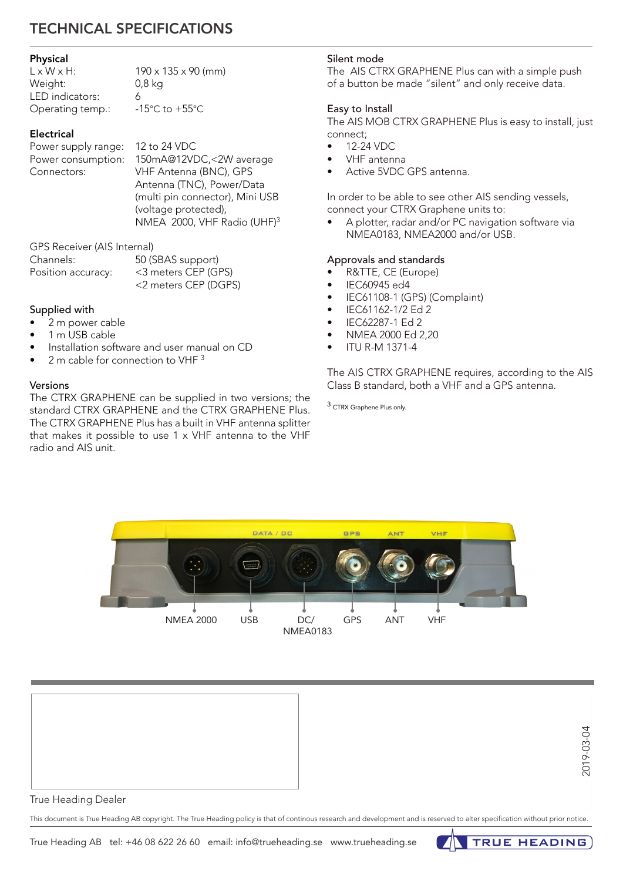# TECHNICAL SPECIFICATIONS

## Physical

| | |
|---|---|
| L x W x H: | 190 x 135 x 90 (mm) |
| Weight: | 0,8 kg |
| LED indicators: | 6 |
| Operating temp.: | -15°C to +55°C |

## Electrical

| | |
|---|---|
| Power supply range: | 12 to 24 VDC |
| Power consumption: | 150mA@12VDC,<2W average |
| Connectors: | VHF Antenna (BNC), GPS Antenna (TNC), Power/Data (multi pin connector), Mini USB (voltage protected), NMEA 2000, VHF Radio (UHF)[3] |

GPS Receiver (AIS Internal)

| | |
|---|---|
| Channels: | 50 (SBAS support) |
| Position accuracy: | <3 meters CEP (GPS) <2 meters CEP (DGPS) |

## Supplied with

- 2 m power cable
- 1 m USB cable
- Installation software and user manual on CD
- 2 m cable for connection to VHF [3]

## Versions

The CTRX GRAPHENE can be supplied in two versions; the standard CTRX GRAPHENE and the CTRX GRAPHENE Plus. The CTRX GRAPHENE Plus has a built in VHF antenna splitter that makes it possible to use 1 x VHF antenna to the VHF radio and AIS unit.

## Silent mode

The AIS CTRX GRAPHENE Plus can with a simple push of a button be made "silent" and only receive data.

## Easy to Install

The AIS MOB CTRX GRAPHENE Plus is easy to install, just connect;

- 12-24 VDC
- VHF antenna
- Active 5VDC GPS antenna.

In order to be able to see other AIS sending vessels, connect your CTRX Graphene units to:

- A plotter, radar and/or PC navigation software via NMEA0183, NMEA2000 and/or USB.

## Approvals and standards

- R&TTE, CE (Europe)
- IEC60945 ed4
- IEC61108-1 (GPS) (Complaint)
- IEC61162-1/2 Ed 2
- IEC62287-1 Ed 2
- NMEA 2000 Ed 2,20
- ITU R-M 1371-4

The AIS CTRX GRAPHENE requires, according to the AIS Class B standard, both a VHF and a GPS antenna.

[3] CTRX Graphene Plus only.

NMEA 2000 | USB | DC/ NMEA0183 | GPS | ANT | VHF

True Heading Dealer

2019-03-04

This document is True Heading AB copyright. The True Heading policy is that of continous research and development and is reserved to alter specification without prior notice.

True Heading AB tel: +46 08 622 26 60 email: info@trueheading.se www.trueheading.se